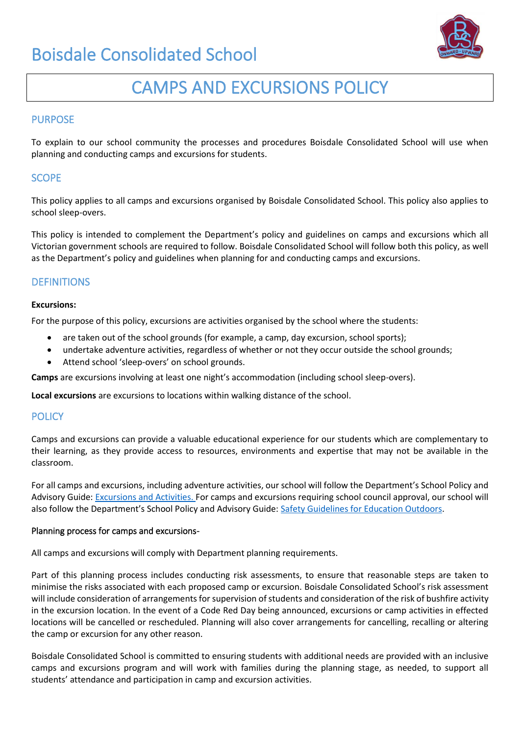# Boisdale Consolidated School

# CAMPS AND EXCURSIONS POLICY

## PURPOSE

To explain to our school community the processes and procedures Boisdale Consolidated School will use when planning and conducting camps and excursions for students.

## SCOPE

This policy applies to all camps and excursions organised by Boisdale Consolidated School. This policy also applies to school sleep-overs.

This policy is intended to complement the Department's policy and guidelines on camps and excursions which all Victorian government schools are required to follow. Boisdale Consolidated School will follow both this policy, as well as the Department's policy and guidelines when planning for and conducting camps and excursions.

## DEFINITIONS

**Excursions:**

For the purpose of this policy, excursions are activities organised by the school where the students:

- are taken out of the school grounds (for example, a camp, day excursion, school sports);
- undertake adventure activities, regardless of whether or not they occur outside the school grounds;
- Attend school 'sleep-overs' on school grounds.

**Camps** are excursions involving at least one night's accommodation (including school sleep-overs).

**Local excursions** are excursions to locations within walking distance of the school.

## POLICY

Camps and excursions can provide a valuable educational experience for our students which are complementary to their learning, as they provide access to resources, environments and expertise that may not be available in the classroom.

For all camps and excursions, including adventure activities, our school will follow the Department's School Policy and Advisory Guide: [Excursions and Activities.]() For camps and excursions requiring school council approval, our school will also follow the Department's School Policy and Advisory Guide: [Safety Guidelines for Education Outdoors]().

Planning process for camps and excursions-

All camps and excursions will comply with Department planning requirements.

Part of this planning process includes conducting risk assessments, to ensure that reasonable steps are taken to minimise the risks associated with each proposed camp or excursion. Boisdale Consolidated School's risk assessment will include consideration of arrangements for supervision of students and consideration of the risk of bushfire activity in the excursion location. In the event of a Code Red Day being announced, excursions or camp activities in effected locations will be cancelled or rescheduled. Planning will also cover arrangements for cancelling, recalling or altering the camp or excursion for any other reason.

Boisdale Consolidated School is committed to ensuring students with additional needs are provided with an inclusive camps and excursions program and will work with families during the planning stage, as needed, to support all students' attendance and participation in camp and excursion activities.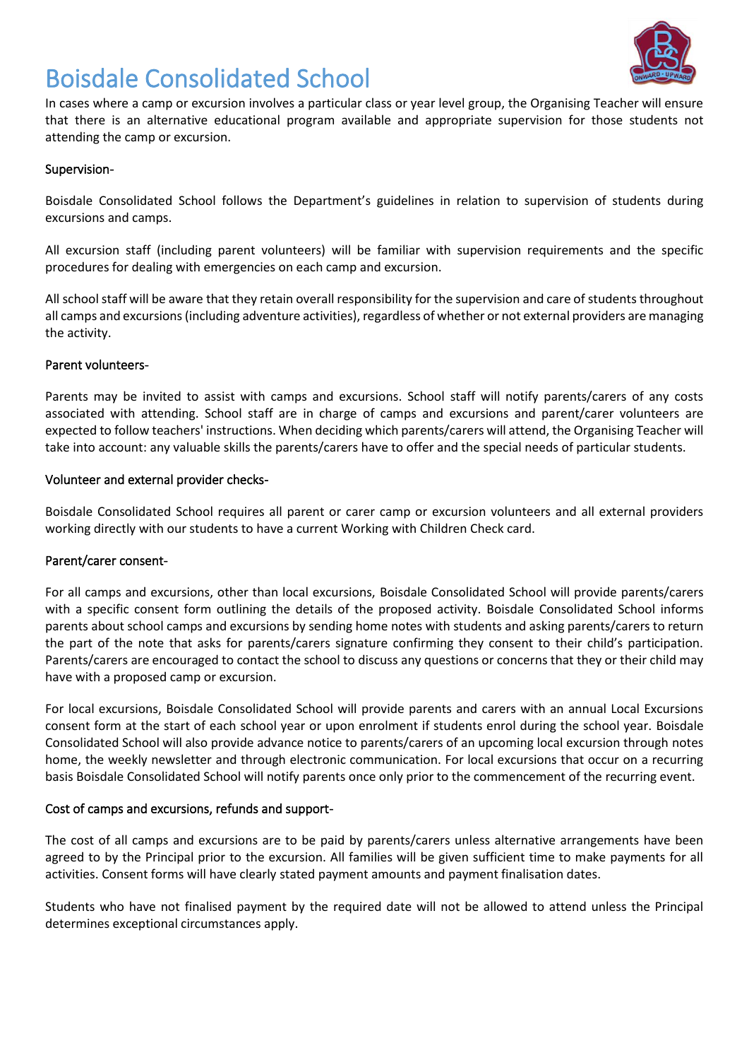# Boisdale Consolidated School

In cases where a camp or excursion involves a particular class or year level group, the Organising Teacher will ensure that there is an alternative educational program available and appropriate supervision for those students not attending the camp or excursion.

Supervision-

Boisdale Consolidated School follows the Department's guidelines in relation to supervision of students during excursions and camps.

All excursion staff (including parent volunteers) will be familiar with supervision requirements and the specific procedures for dealing with emergencies on each camp and excursion.

All school staff will be aware that they retain overall responsibility for the supervision and care of students throughout all camps and excursions (including adventure activities), regardless of whether or not external providers are managing the activity.

Parent volunteers-

Parents may be invited to assist with camps and excursions. School staff will notify parents/carers of any costs associated with attending. School staff are in charge of camps and excursions and parent/carer volunteers are expected to follow teachers' instructions. When deciding which parents/carers will attend, the Organising Teacher will take into account: any valuable skills the parents/carers have to offer and the special needs of particular students.

Volunteer and external provider checks-

Boisdale Consolidated School requires all parent or carer camp or excursion volunteers and all external providers working directly with our students to have a current Working with Children Check card.

Parent/carer consent-

For all camps and excursions, other than local excursions, Boisdale Consolidated School will provide parents/carers with a specific consent form outlining the details of the proposed activity. Boisdale Consolidated School informs parents about school camps and excursions by sending home notes with students and asking parents/carers to return the part of the note that asks for parents/carers signature confirming they consent to their child's participation. Parents/carers are encouraged to contact the school to discuss any questions or concerns that they or their child may have with a proposed camp or excursion.

For local excursions, Boisdale Consolidated School will provide parents and carers with an annual Local Excursions consent form at the start of each school year or upon enrolment if students enrol during the school year. Boisdale Consolidated School will also provide advance notice to parents/carers of an upcoming local excursion through notes home, the weekly newsletter and through electronic communication. For local excursions that occur on a recurring basis Boisdale Consolidated School will notify parents once only prior to the commencement of the recurring event.

Cost of camps and excursions, refunds and support-

The cost of all camps and excursions are to be paid by parents/carers unless alternative arrangements have been agreed to by the Principal prior to the excursion. All families will be given sufficient time to make payments for all activities. Consent forms will have clearly stated payment amounts and payment finalisation dates.

Students who have not finalised payment by the required date will not be allowed to attend unless the Principal determines exceptional circumstances apply.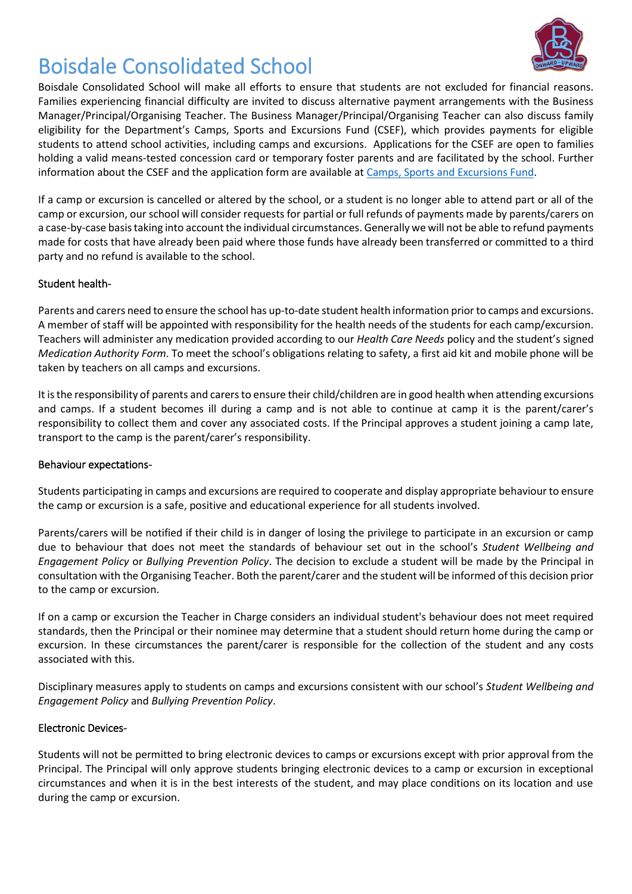# Boisdale Consolidated School

Boisdale Consolidated School will make all efforts to ensure that students are not excluded for financial reasons. Families experiencing financial difficulty are invited to discuss alternative payment arrangements with the Business Manager/Principal/Organising Teacher. The Business Manager/Principal/Organising Teacher can also discuss family eligibility for the Department's Camps, Sports and Excursions Fund (CSEF), which provides payments for eligible students to attend school activities, including camps and excursions. Applications for the CSEF are open to families holding a valid means-tested concession card or temporary foster parents and are facilitated by the school. Further information about the CSEF and the application form are available at Camps, Sports and Excursions Fund.

If a camp or excursion is cancelled or altered by the school, or a student is no longer able to attend part or all of the camp or excursion, our school will consider requests for partial or full refunds of payments made by parents/carers on a case-by-case basis taking into account the individual circumstances. Generally we will not be able to refund payments made for costs that have already been paid where those funds have already been transferred or committed to a third party and no refund is available to the school.

## Student health-

Parents and carers need to ensure the school has up-to-date student health information prior to camps and excursions. A member of staff will be appointed with responsibility for the health needs of the students for each camp/excursion. Teachers will administer any medication provided according to our *Health Care Needs* policy and the student's signed *Medication Authority Form*. To meet the school's obligations relating to safety, a first aid kit and mobile phone will be taken by teachers on all camps and excursions.

It is the responsibility of parents and carers to ensure their child/children are in good health when attending excursions and camps. If a student becomes ill during a camp and is not able to continue at camp it is the parent/carer's responsibility to collect them and cover any associated costs. If the Principal approves a student joining a camp late, transport to the camp is the parent/carer's responsibility.

## Behaviour expectations-

Students participating in camps and excursions are required to cooperate and display appropriate behaviour to ensure the camp or excursion is a safe, positive and educational experience for all students involved.

Parents/carers will be notified if their child is in danger of losing the privilege to participate in an excursion or camp due to behaviour that does not meet the standards of behaviour set out in the school's *Student Wellbeing and Engagement Policy* or *Bullying Prevention Policy*. The decision to exclude a student will be made by the Principal in consultation with the Organising Teacher. Both the parent/carer and the student will be informed of this decision prior to the camp or excursion.

If on a camp or excursion the Teacher in Charge considers an individual student's behaviour does not meet required standards, then the Principal or their nominee may determine that a student should return home during the camp or excursion. In these circumstances the parent/carer is responsible for the collection of the student and any costs associated with this.

Disciplinary measures apply to students on camps and excursions consistent with our school's *Student Wellbeing and Engagement Policy* and *Bullying Prevention Policy*.

## Electronic Devices-

Students will not be permitted to bring electronic devices to camps or excursions except with prior approval from the Principal. The Principal will only approve students bringing electronic devices to a camp or excursion in exceptional circumstances and when it is in the best interests of the student, and may place conditions on its location and use during the camp or excursion.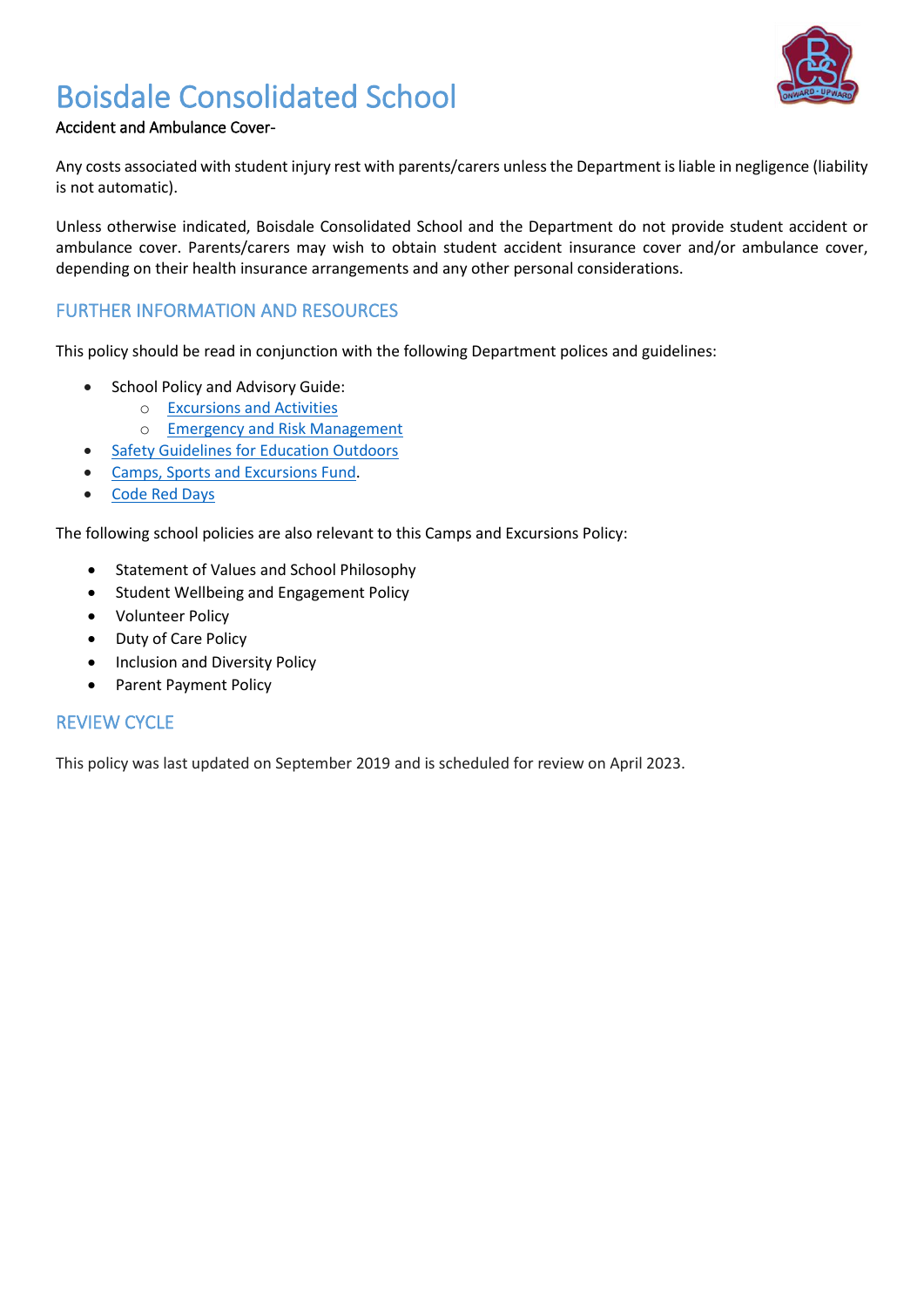# Boisdale Consolidated School

Accident and Ambulance Cover-

Any costs associated with student injury rest with parents/carers unless the Department is liable in negligence (liability is not automatic).

Unless otherwise indicated, Boisdale Consolidated School and the Department do not provide student accident or ambulance cover. Parents/carers may wish to obtain student accident insurance cover and/or ambulance cover, depending on their health insurance arrangements and any other personal considerations.

## FURTHER INFORMATION AND RESOURCES

This policy should be read in conjunction with the following Department polices and guidelines:

- School Policy and Advisory Guide:
  - Excursions and Activities
  - Emergency and Risk Management
- Safety Guidelines for Education Outdoors
- Camps, Sports and Excursions Fund.
- Code Red Days

The following school policies are also relevant to this Camps and Excursions Policy:

- Statement of Values and School Philosophy
- Student Wellbeing and Engagement Policy
- Volunteer Policy
- Duty of Care Policy
- Inclusion and Diversity Policy
- Parent Payment Policy

## REVIEW CYCLE

This policy was last updated on September 2019 and is scheduled for review on April 2023.